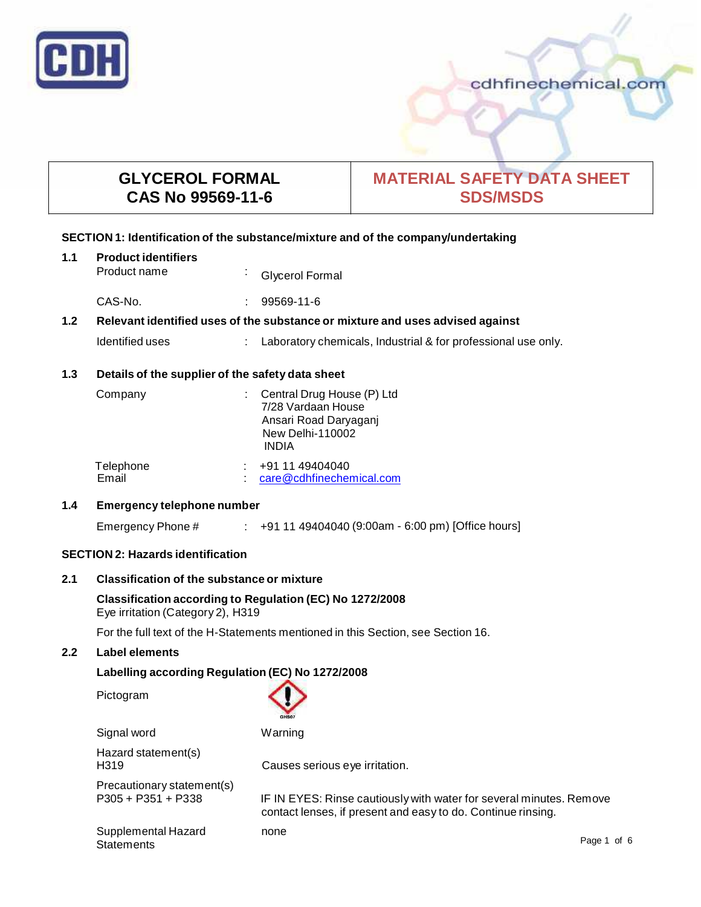# GLYCEROL FORMAL
## CAS No 99569-11-6

# MATERIAL SAFETY DATA SHEET SDS/MSDS

## SECTION 1: Identification of the substance/mixture and of the company/undertaking

**1.1 Product identifiers**

| | | |
|---|---|---|
| Product name | : | Glycerol Formal |
| CAS-No. | : | 99569-11-6 |

**1.2 Relevant identified uses of the substance or mixture and uses advised against**

| | | |
|---|---|---|
| Identified uses | : | Laboratory chemicals, Industrial & for professional use only. |

**1.3 Details of the supplier of the safety data sheet**

| | | |
|---|---|---|
| Company | : | Central Drug House (P) Ltd<br>7/28 Vardaan House<br>Ansari Road Daryaganj<br>New Delhi-110002<br>INDIA |
| Telephone | : | +91 11 49404040 |
| Email | : | care@cdhfinechemical.com |

**1.4 Emergency telephone number**

| | | |
|---|---|---|
| Emergency Phone # | : | +91 11 49404040 (9:00am - 6:00 pm) [Office hours] |

## SECTION 2: Hazards identification

**2.1 Classification of the substance or mixture**

**Classification according to Regulation (EC) No 1272/2008**
Eye irritation (Category 2), H319

For the full text of the H-Statements mentioned in this Section, see Section 16.

**2.2 Label elements**

**Labelling according Regulation (EC) No 1272/2008**

| | |
|---|---|
| Pictogram | GHS07 |
| Signal word | Warning |
| Hazard statement(s)<br>H319 | Causes serious eye irritation. |
| Precautionary statement(s)<br>P305 + P351 + P338 | IF IN EYES: Rinse cautiously with water for several minutes. Remove contact lenses, if present and easy to do. Continue rinsing. |
| Supplemental Hazard Statements | none |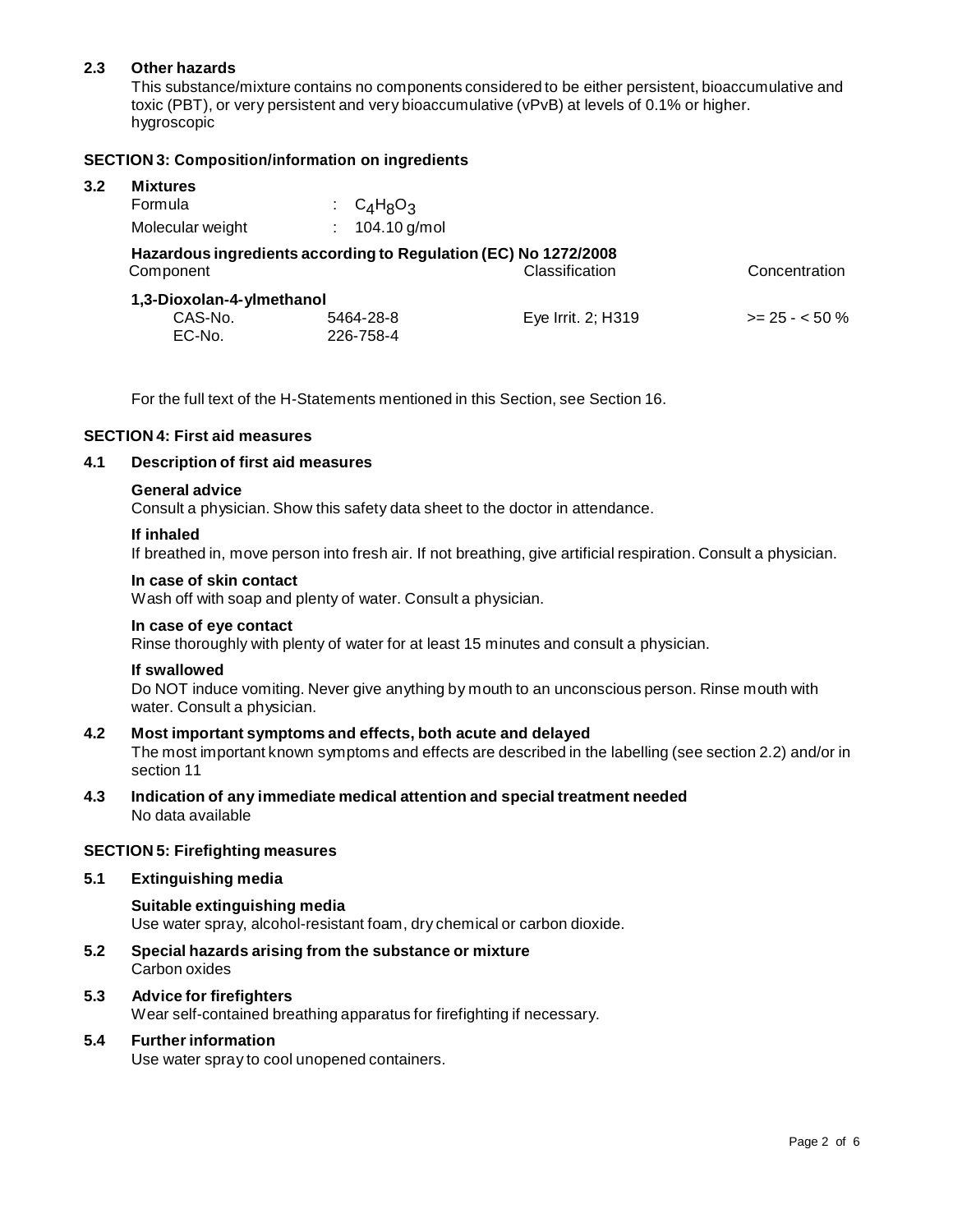### 2.3 Other hazards

This substance/mixture contains no components considered to be either persistent, bioaccumulative and toxic (PBT), or very persistent and very bioaccumulative (vPvB) at levels of 0.1% or higher.
hygroscopic

## SECTION 3: Composition/information on ingredients

### 3.2 Mixtures

Formula : $C_4H_8O_3$
Molecular weight : 104.10 g/mol

**Hazardous ingredients according to Regulation (EC) No 1272/2008**

| Component | | Classification | Concentration |
|---|---|---|---|
| **1,3-Dioxolan-4-ylmethanol** | | | |
| CAS-No. | 5464-28-8 | Eye Irrit. 2; H319 | >= 25 - < 50 % |
| EC-No. | 226-758-4 | | |

For the full text of the H-Statements mentioned in this Section, see Section 16.

## SECTION 4: First aid measures

### 4.1 Description of first aid measures

**General advice**
Consult a physician. Show this safety data sheet to the doctor in attendance.

**If inhaled**
If breathed in, move person into fresh air. If not breathing, give artificial respiration. Consult a physician.

**In case of skin contact**
Wash off with soap and plenty of water. Consult a physician.

**In case of eye contact**
Rinse thoroughly with plenty of water for at least 15 minutes and consult a physician.

**If swallowed**
Do NOT induce vomiting. Never give anything by mouth to an unconscious person. Rinse mouth with water. Consult a physician.

### 4.2 Most important symptoms and effects, both acute and delayed

The most important known symptoms and effects are described in the labelling (see section 2.2) and/or in section 11

### 4.3 Indication of any immediate medical attention and special treatment needed

No data available

## SECTION 5: Firefighting measures

### 5.1 Extinguishing media

**Suitable extinguishing media**
Use water spray, alcohol-resistant foam, dry chemical or carbon dioxide.

### 5.2 Special hazards arising from the substance or mixture

Carbon oxides

### 5.3 Advice for firefighters

Wear self-contained breathing apparatus for firefighting if necessary.

### 5.4 Further information

Use water spray to cool unopened containers.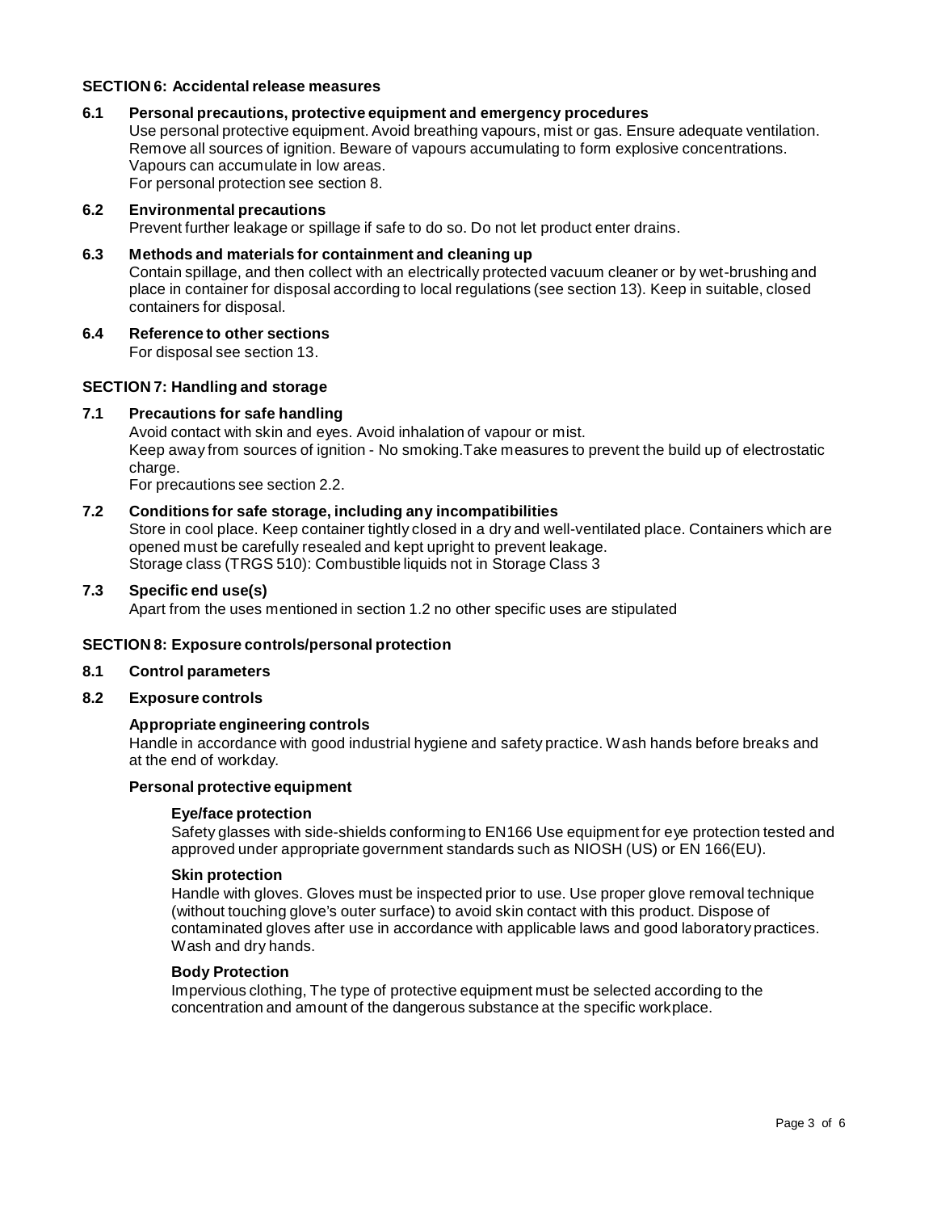## SECTION 6: Accidental release measures

### 6.1 Personal precautions, protective equipment and emergency procedures

Use personal protective equipment. Avoid breathing vapours, mist or gas. Ensure adequate ventilation. Remove all sources of ignition. Beware of vapours accumulating to form explosive concentrations. Vapours can accumulate in low areas.
For personal protection see section 8.

### 6.2 Environmental precautions

Prevent further leakage or spillage if safe to do so. Do not let product enter drains.

### 6.3 Methods and materials for containment and cleaning up

Contain spillage, and then collect with an electrically protected vacuum cleaner or by wet-brushing and place in container for disposal according to local regulations (see section 13). Keep in suitable, closed containers for disposal.

### 6.4 Reference to other sections

For disposal see section 13.

## SECTION 7: Handling and storage

### 7.1 Precautions for safe handling

Avoid contact with skin and eyes. Avoid inhalation of vapour or mist.
Keep away from sources of ignition - No smoking.Take measures to prevent the build up of electrostatic charge.
For precautions see section 2.2.

### 7.2 Conditions for safe storage, including any incompatibilities

Store in cool place. Keep container tightly closed in a dry and well-ventilated place. Containers which are opened must be carefully resealed and kept upright to prevent leakage.
Storage class (TRGS 510): Combustible liquids not in Storage Class 3

### 7.3 Specific end use(s)

Apart from the uses mentioned in section 1.2 no other specific uses are stipulated

## SECTION 8: Exposure controls/personal protection

### 8.1 Control parameters

### 8.2 Exposure controls

**Appropriate engineering controls**

Handle in accordance with good industrial hygiene and safety practice. Wash hands before breaks and at the end of workday.

**Personal protective equipment**

**Eye/face protection**

Safety glasses with side-shields conforming to EN166 Use equipment for eye protection tested and approved under appropriate government standards such as NIOSH (US) or EN 166(EU).

**Skin protection**

Handle with gloves. Gloves must be inspected prior to use. Use proper glove removal technique (without touching glove's outer surface) to avoid skin contact with this product. Dispose of contaminated gloves after use in accordance with applicable laws and good laboratory practices. Wash and dry hands.

**Body Protection**

Impervious clothing, The type of protective equipment must be selected according to the concentration and amount of the dangerous substance at the specific workplace.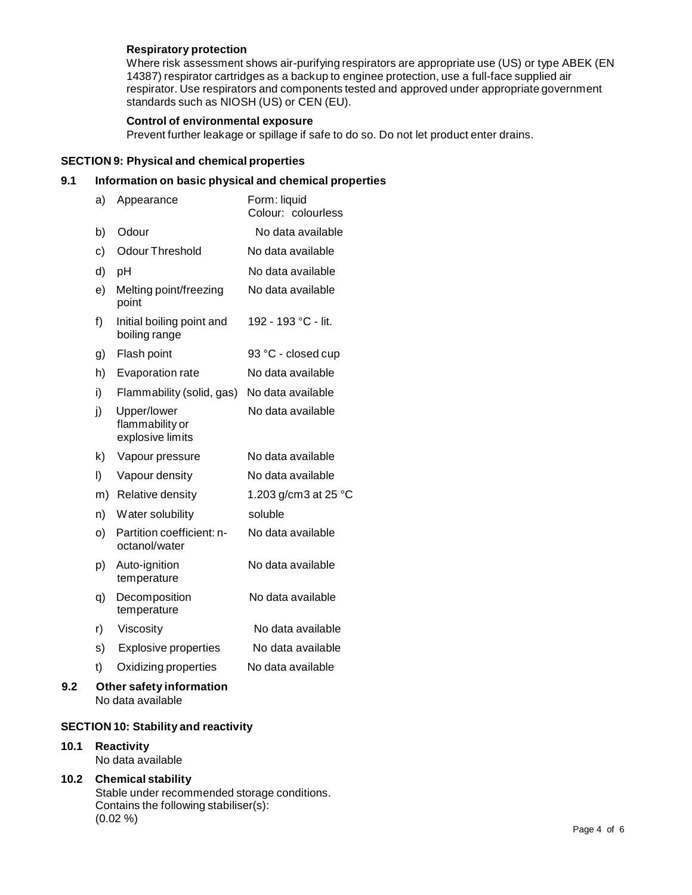**Respiratory protection**

Where risk assessment shows air-purifying respirators are appropriate use (US) or type ABEK (EN 14387) respirator cartridges as a backup to enginee protection, use a full-face supplied air respirator. Use respirators and components tested and approved under appropriate government standards such as NIOSH (US) or CEN (EU).

**Control of environmental exposure**

Prevent further leakage or spillage if safe to do so. Do not let product enter drains.

## SECTION 9: Physical and chemical properties

### 9.1 Information on basic physical and chemical properties

| | | |
|---|---|---|
| a) | Appearance | Form: liquid<br>Colour: colourless |
| b) | Odour | No data available |
| c) | Odour Threshold | No data available |
| d) | pH | No data available |
| e) | Melting point/freezing point | No data available |
| f) | Initial boiling point and boiling range | 192 - 193 °C - lit. |
| g) | Flash point | 93 °C - closed cup |
| h) | Evaporation rate | No data available |
| i) | Flammability (solid, gas) | No data available |
| j) | Upper/lower flammability or explosive limits | No data available |
| k) | Vapour pressure | No data available |
| l) | Vapour density | No data available |
| m) | Relative density | 1.203 g/cm3 at 25 °C |
| n) | Water solubility | soluble |
| o) | Partition coefficient: n-octanol/water | No data available |
| p) | Auto-ignition temperature | No data available |
| q) | Decomposition temperature | No data available |
| r) | Viscosity | No data available |
| s) | Explosive properties | No data available |
| t) | Oxidizing properties | No data available |

### 9.2 Other safety information

No data available

## SECTION 10: Stability and reactivity

### 10.1 Reactivity

No data available

### 10.2 Chemical stability

Stable under recommended storage conditions.
Contains the following stabiliser(s):
(0.02 %)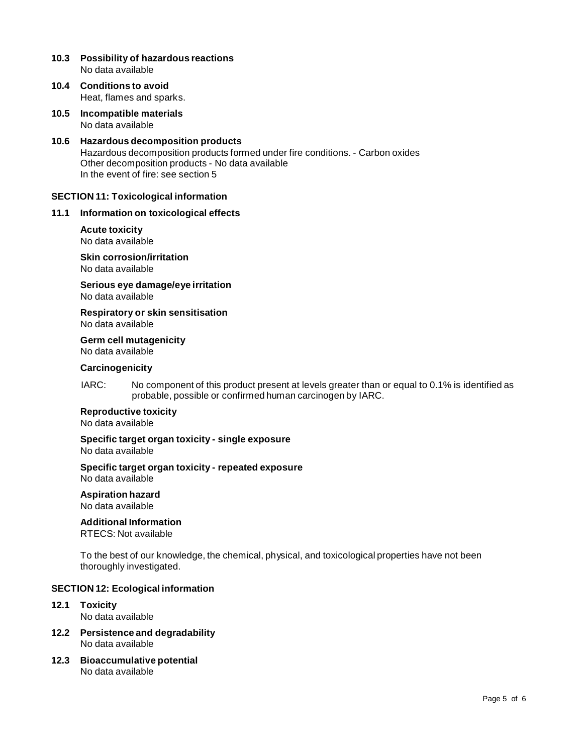### 10.3 Possibility of hazardous reactions

No data available

### 10.4 Conditions to avoid

Heat, flames and sparks.

### 10.5 Incompatible materials

No data available

### 10.6 Hazardous decomposition products

Hazardous decomposition products formed under fire conditions. - Carbon oxides
Other decomposition products - No data available
In the event of fire: see section 5

## SECTION 11: Toxicological information

### 11.1 Information on toxicological effects

**Acute toxicity**
No data available

**Skin corrosion/irritation**
No data available

**Serious eye damage/eye irritation**
No data available

**Respiratory or skin sensitisation**
No data available

**Germ cell mutagenicity**
No data available

**Carcinogenicity**

IARC: No component of this product present at levels greater than or equal to 0.1% is identified as probable, possible or confirmed human carcinogen by IARC.

**Reproductive toxicity**
No data available

**Specific target organ toxicity - single exposure**
No data available

**Specific target organ toxicity - repeated exposure**
No data available

**Aspiration hazard**
No data available

**Additional Information**
RTECS: Not available

To the best of our knowledge, the chemical, physical, and toxicological properties have not been thoroughly investigated.

## SECTION 12: Ecological information

### 12.1 Toxicity

No data available

### 12.2 Persistence and degradability

No data available

### 12.3 Bioaccumulative potential

No data available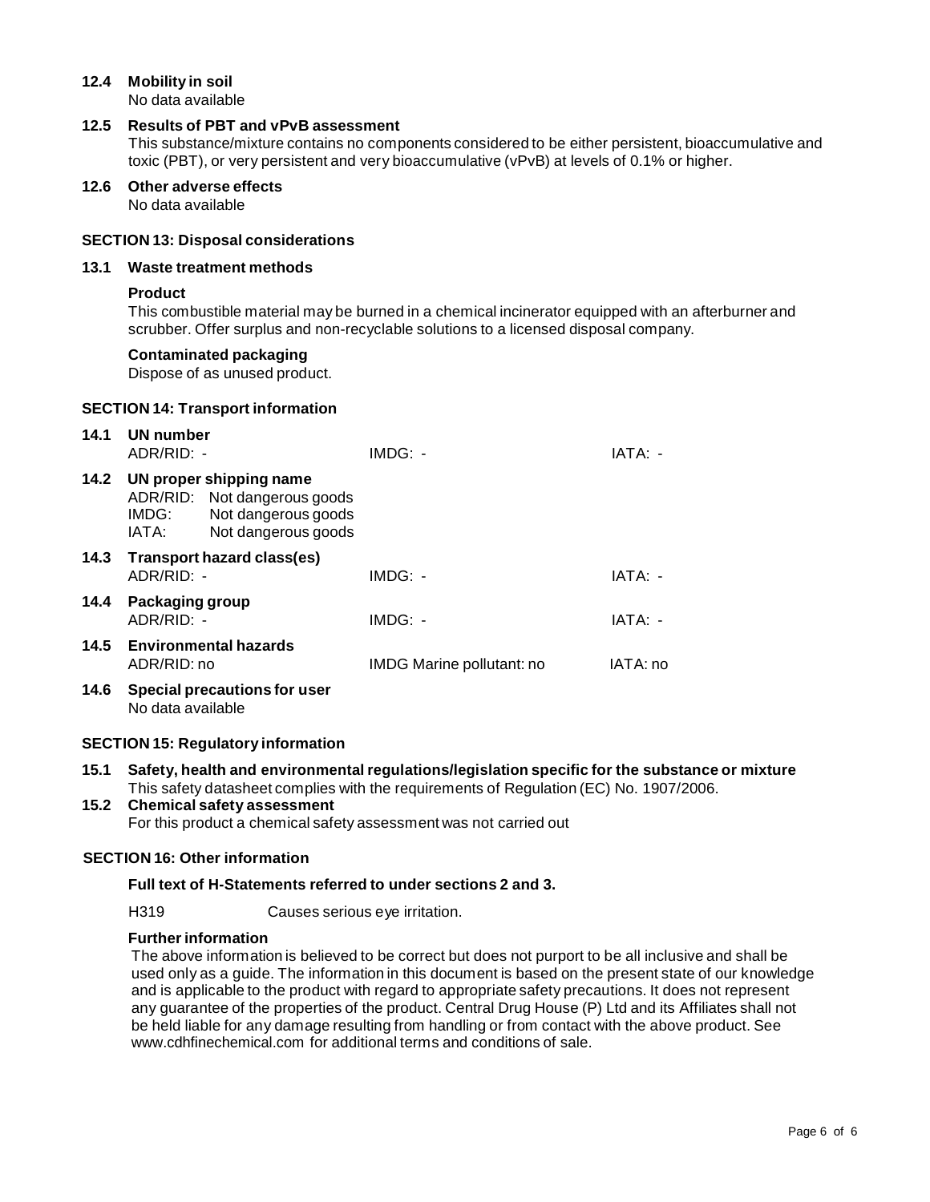### 12.4 Mobility in soil

No data available

### 12.5 Results of PBT and vPvB assessment

This substance/mixture contains no components considered to be either persistent, bioaccumulative and toxic (PBT), or very persistent and very bioaccumulative (vPvB) at levels of 0.1% or higher.

### 12.6 Other adverse effects

No data available

## SECTION 13: Disposal considerations

### 13.1 Waste treatment methods

**Product**

This combustible material may be burned in a chemical incinerator equipped with an afterburner and scrubber. Offer surplus and non-recyclable solutions to a licensed disposal company.

**Contaminated packaging**

Dispose of as unused product.

## SECTION 14: Transport information

### 14.1 UN number

| | | |
|---|---|---|
| ADR/RID: - | IMDG: - | IATA: - |

### 14.2 UN proper shipping name

| | |
|---|---|
| ADR/RID: | Not dangerous goods |
| IMDG: | Not dangerous goods |
| IATA: | Not dangerous goods |

### 14.3 Transport hazard class(es)

| | | |
|---|---|---|
| ADR/RID: - | IMDG: - | IATA: - |

### 14.4 Packaging group

| | | |
|---|---|---|
| ADR/RID: - | IMDG: - | IATA: - |

### 14.5 Environmental hazards

| | | |
|---|---|---|
| ADR/RID: no | IMDG Marine pollutant: no | IATA: no |

### 14.6 Special precautions for user

No data available

## SECTION 15: Regulatory information

### 15.1 Safety, health and environmental regulations/legislation specific for the substance or mixture

This safety datasheet complies with the requirements of Regulation (EC) No. 1907/2006.

### 15.2 Chemical safety assessment

For this product a chemical safety assessment was not carried out

## SECTION 16: Other information

**Full text of H-Statements referred to under sections 2 and 3.**

H319 Causes serious eye irritation.

**Further information**

The above information is believed to be correct but does not purport to be all inclusive and shall be used only as a guide. The information in this document is based on the present state of our knowledge and is applicable to the product with regard to appropriate safety precautions. It does not represent any guarantee of the properties of the product. Central Drug House (P) Ltd and its Affiliates shall not be held liable for any damage resulting from handling or from contact with the above product. See www.cdhfinechemical.com for additional terms and conditions of sale.